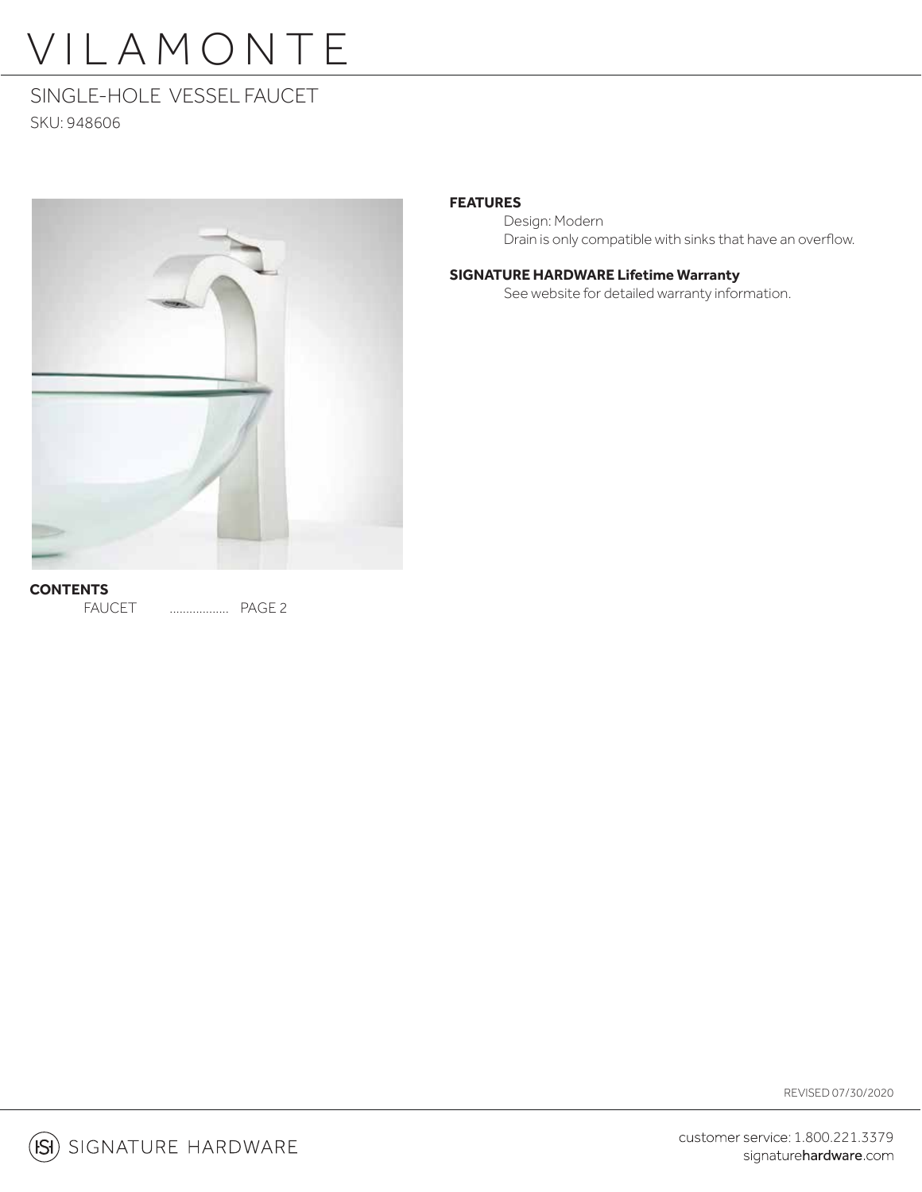# VILAMONTE

## SINGLE-HOLE VESSEL FAUCET

SKU: 948606

**FEATURES**

Design: Modern

Drain is only compatible with sinks that have an overflow.

**SIGNATURE HARDWARE Lifetime Warranty**

See website for detailed warranty information.

**CONTENTS**

FAUCET .................. PAGE 2

REVISED 07/30/2020

SIGNATURE HARDWARE

customer service: 1.800.221.3379
signaturehardware.com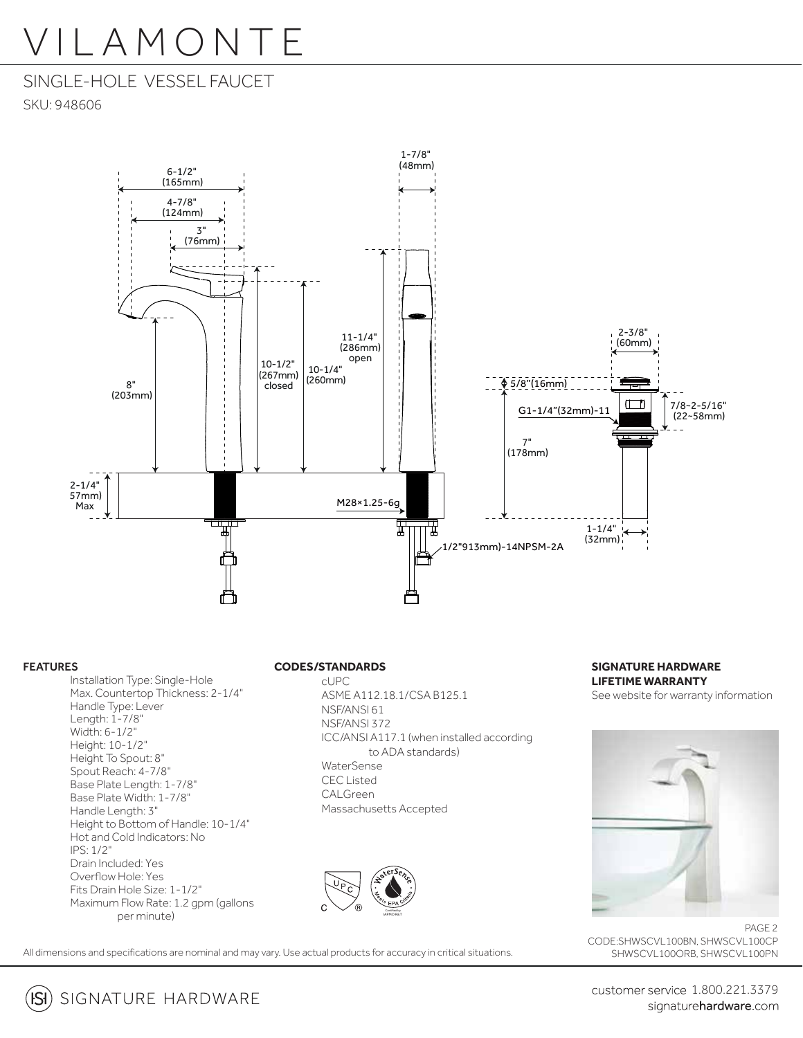# VILAMONTE

## SINGLE-HOLE VESSEL FAUCET

SKU: 948606

6-1/2" (165mm)
4-7/8" (124mm)
3" (76mm)
1-7/8" (48mm)
8" (203mm)
10-1/2" (267mm) closed
10-1/4" (260mm)
11-1/4" (286mm) open
2-1/4" 57mm) Max
M28×1.25-6g
1/2"913mm)-14NPSM-2A
2-3/8" (60mm)
5/8"(16mm)
G1-1/4"(32mm)-11
7/8~2-5/16" (22~58mm)
7" (178mm)
1-1/4" (32mm)

**FEATURES**

- Installation Type: Single-Hole
- Max. Countertop Thickness: 2-1/4"
- Handle Type: Lever
- Length: 1-7/8"
- Width: 6-1/2"
- Height: 10-1/2"
- Height To Spout: 8"
- Spout Reach: 4-7/8"
- Base Plate Length: 1-7/8"
- Base Plate Width: 1-7/8"
- Handle Length: 3"
- Height to Bottom of Handle: 10-1/4"
- Hot and Cold Indicators: No
- IPS: 1/2"
- Drain Included: Yes
- Overflow Hole: Yes
- Fits Drain Hole Size: 1-1/2"
- Maximum Flow Rate: 1.2 gpm (gallons per minute)

**CODES/STANDARDS**

- cUPC
- ASME A112.18.1/CSA B125.1
- NSF/ANSI 61
- NSF/ANSI 372
- ICC/ANSI A117.1 (when installed according to ADA standards)
- WaterSense
- CEC Listed
- CALGreen
- Massachusetts Accepted

**SIGNATURE HARDWARE LIFETIME WARRANTY**

See website for warranty information

CODE:SHWSCVL100BN, SHWSCVL100CP SHWSCVL100ORB, SHWSCVL100PN

All dimensions and specifications are nominal and may vary. Use actual products for accuracy in critical situations.

SIGNATURE HARDWARE

customer service 1.800.221.3379
signaturehardware.com